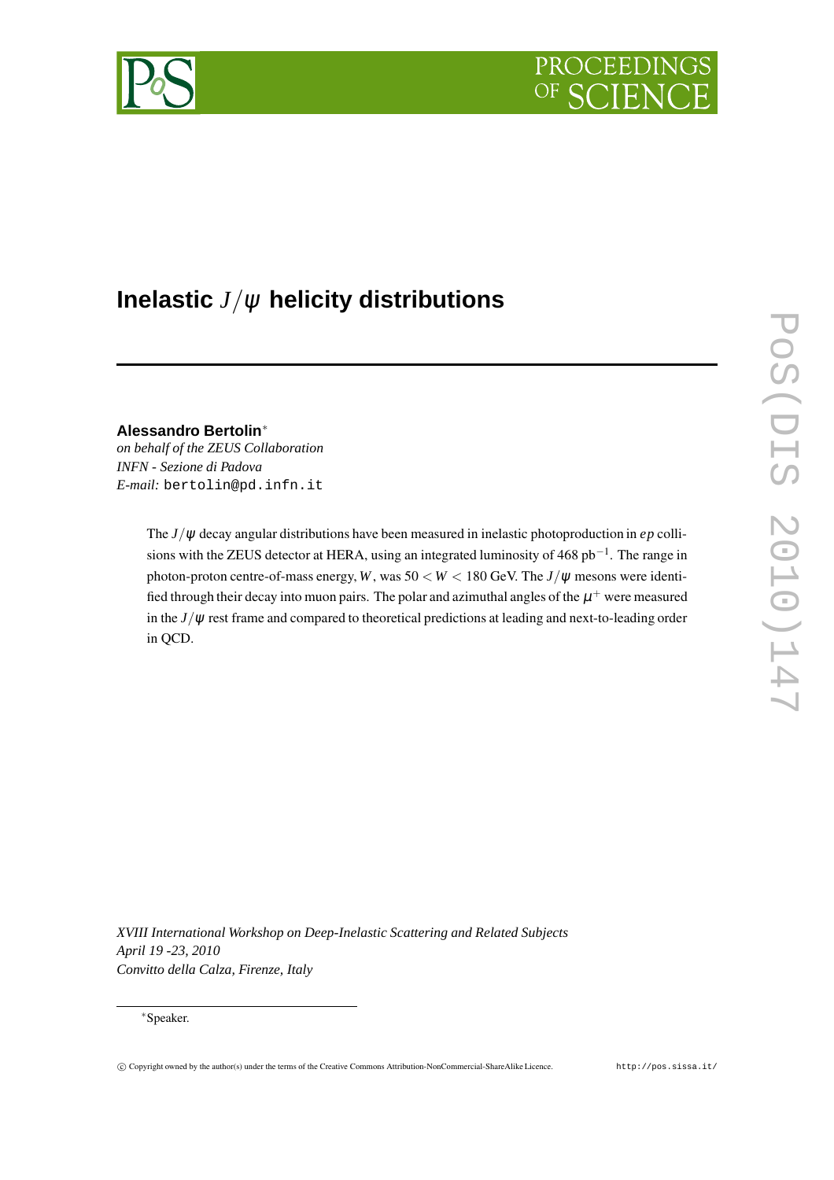# Inelastic $J/\psi$ helicity distributions

**Alessandro Bertolin***
*on behalf of the ZEUS Collaboration*
*INFN - Sezione di Padova*
*E-mail:* bertolin@pd.infn.it

The $J/\psi$ decay angular distributions have been measured in inelastic photoproduction in *ep* collisions with the ZEUS detector at HERA, using an integrated luminosity of 468 $\text{pb}^{-1}$. The range in photon-proton centre-of-mass energy, $W$, was $50 < W < 180$ GeV. The $J/\psi$ mesons were identified through their decay into muon pairs. The polar and azimuthal angles of the $\mu^+$ were measured in the $J/\psi$ rest frame and compared to theoretical predictions at leading and next-to-leading order in QCD.

*XVIII International Workshop on Deep-Inelastic Scattering and Related Subjects*
*April 19 -23, 2010*
*Convitto della Calza, Firenze, Italy*

*Speaker.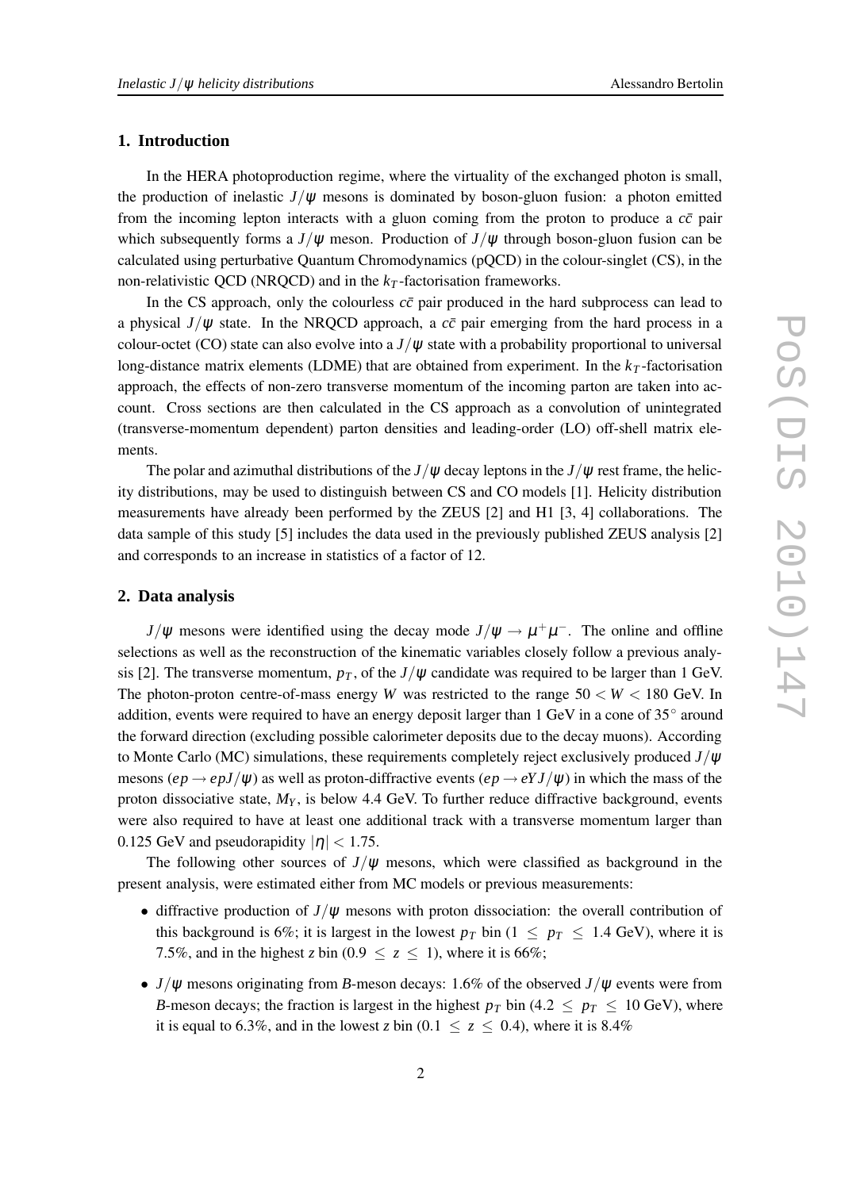## 1. Introduction

In the HERA photoproduction regime, where the virtuality of the exchanged photon is small, the production of inelastic $J/\psi$ mesons is dominated by boson-gluon fusion: a photon emitted from the incoming lepton interacts with a gluon coming from the proton to produce a $c\bar{c}$ pair which subsequently forms a $J/\psi$ meson. Production of $J/\psi$ through boson-gluon fusion can be calculated using perturbative Quantum Chromodynamics (pQCD) in the colour-singlet (CS), in the non-relativistic QCD (NRQCD) and in the $k_T$-factorisation frameworks.

In the CS approach, only the colourless $c\bar{c}$ pair produced in the hard subprocess can lead to a physical $J/\psi$ state. In the NRQCD approach, a $c\bar{c}$ pair emerging from the hard process in a colour-octet (CO) state can also evolve into a $J/\psi$ state with a probability proportional to universal long-distance matrix elements (LDME) that are obtained from experiment. In the $k_T$-factorisation approach, the effects of non-zero transverse momentum of the incoming parton are taken into account. Cross sections are then calculated in the CS approach as a convolution of unintegrated (transverse-momentum dependent) parton densities and leading-order (LO) off-shell matrix elements.

The polar and azimuthal distributions of the $J/\psi$ decay leptons in the $J/\psi$ rest frame, the helicity distributions, may be used to distinguish between CS and CO models [1]. Helicity distribution measurements have already been performed by the ZEUS [2] and H1 [3, 4] collaborations. The data sample of this study [5] includes the data used in the previously published ZEUS analysis [2] and corresponds to an increase in statistics of a factor of 12.

## 2. Data analysis

$J/\psi$ mesons were identified using the decay mode $J/\psi \to \mu^+\mu^-$. The online and offline selections as well as the reconstruction of the kinematic variables closely follow a previous analysis [2]. The transverse momentum, $p_T$, of the $J/\psi$ candidate was required to be larger than 1 GeV. The photon-proton centre-of-mass energy $W$ was restricted to the range $50 < W < 180$ GeV. In addition, events were required to have an energy deposit larger than 1 GeV in a cone of $35^\circ$ around the forward direction (excluding possible calorimeter deposits due to the decay muons). According to Monte Carlo (MC) simulations, these requirements completely reject exclusively produced $J/\psi$ mesons ($ep \to epJ/\psi$) as well as proton-diffractive events ($ep \to eYJ/\psi$) in which the mass of the proton dissociative state, $M_Y$, is below 4.4 GeV. To further reduce diffractive background, events were also required to have at least one additional track with a transverse momentum larger than 0.125 GeV and pseudorapidity $|\eta| < 1.75$.

The following other sources of $J/\psi$ mesons, which were classified as background in the present analysis, were estimated either from MC models or previous measurements:

- diffractive production of $J/\psi$ mesons with proton dissociation: the overall contribution of this background is 6%; it is largest in the lowest $p_T$ bin ($1 \leq p_T \leq 1.4$ GeV), where it is 7.5%, and in the highest $z$ bin ($0.9 \leq z \leq 1$), where it is 66%;
- $J/\psi$ mesons originating from $B$-meson decays: 1.6% of the observed $J/\psi$ events were from $B$-meson decays; the fraction is largest in the highest $p_T$ bin ($4.2 \leq p_T \leq 10$ GeV), where it is equal to 6.3%, and in the lowest $z$ bin ($0.1 \leq z \leq 0.4$), where it is 8.4%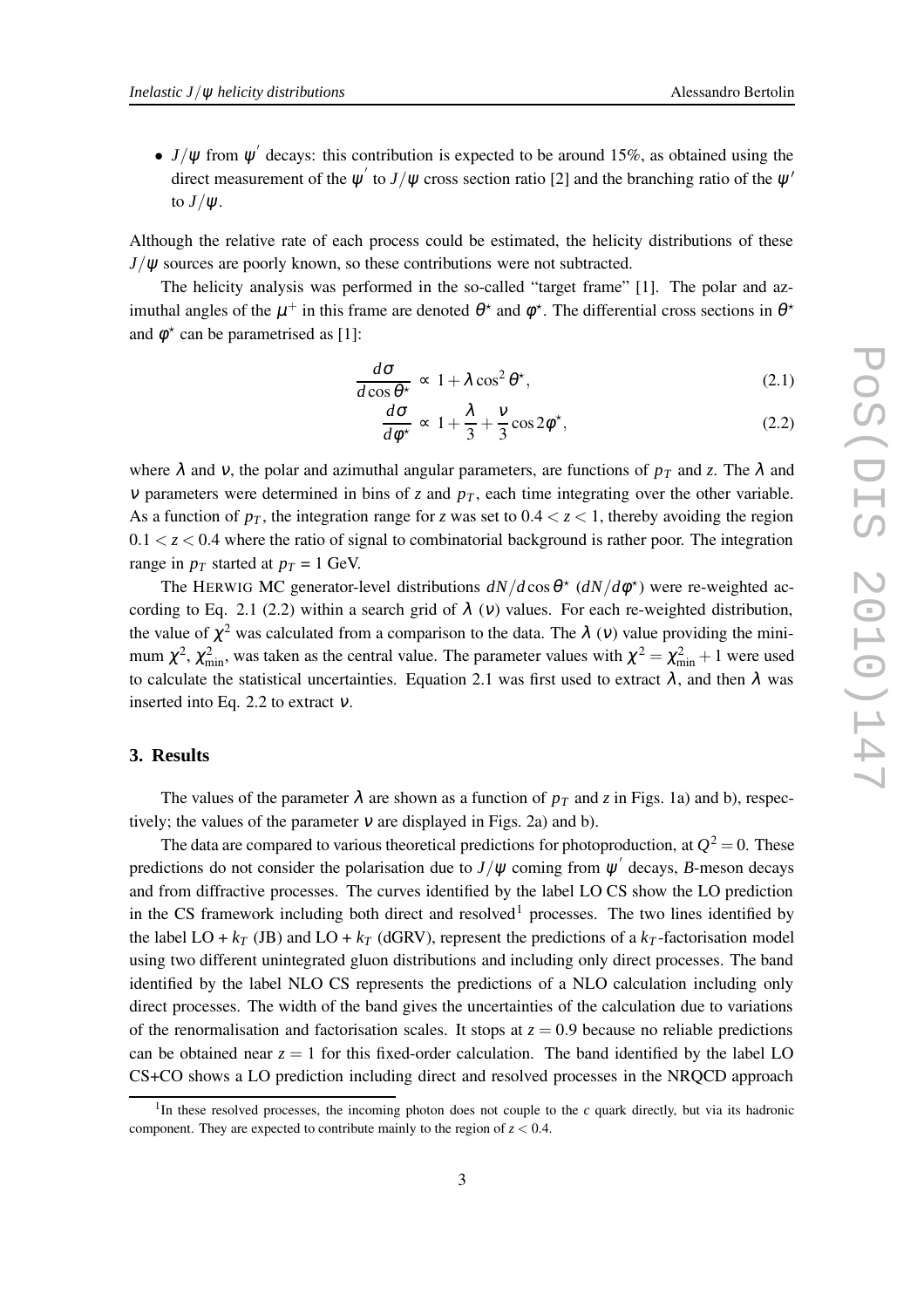- $J/\psi$ from $\psi'$ decays: this contribution is expected to be around 15%, as obtained using the direct measurement of the $\psi'$ to $J/\psi$ cross section ratio [2] and the branching ratio of the $\psi'$ to $J/\psi$.

Although the relative rate of each process could be estimated, the helicity distributions of these $J/\psi$ sources are poorly known, so these contributions were not subtracted.

The helicity analysis was performed in the so-called "target frame" [1]. The polar and azimuthal angles of the $\mu^+$ in this frame are denoted $\theta^\star$ and $\phi^\star$. The differential cross sections in $\theta^\star$ and $\phi^\star$ can be parametrised as [1]:

$$\frac{d\sigma}{d\cos\theta^\star} \propto 1 + \lambda \cos^2\theta^\star, \tag{2.1}$$

$$\frac{d\sigma}{d\phi^\star} \propto 1 + \frac{\lambda}{3} + \frac{\nu}{3}\cos 2\phi^\star, \tag{2.2}$$

where $\lambda$ and $\nu$, the polar and azimuthal angular parameters, are functions of $p_T$ and $z$. The $\lambda$ and $\nu$ parameters were determined in bins of $z$ and $p_T$, each time integrating over the other variable. As a function of $p_T$, the integration range for $z$ was set to $0.4 < z < 1$, thereby avoiding the region $0.1 < z < 0.4$ where the ratio of signal to combinatorial background is rather poor. The integration range in $p_T$ started at $p_T$ = 1 GeV.

The HERWIG MC generator-level distributions $dN/d\cos\theta^\star$ ($dN/d\phi^\star$) were re-weighted according to Eq. 2.1 (2.2) within a search grid of $\lambda$ ($\nu$) values. For each re-weighted distribution, the value of $\chi^2$ was calculated from a comparison to the data. The $\lambda$ ($\nu$) value providing the minimum $\chi^2$, $\chi^2_{\text{min}}$, was taken as the central value. The parameter values with $\chi^2 = \chi^2_{\text{min}} + 1$ were used to calculate the statistical uncertainties. Equation 2.1 was first used to extract $\lambda$, and then $\lambda$ was inserted into Eq. 2.2 to extract $\nu$.

## 3. Results

The values of the parameter $\lambda$ are shown as a function of $p_T$ and $z$ in Figs. 1a) and b), respectively; the values of the parameter $\nu$ are displayed in Figs. 2a) and b).

The data are compared to various theoretical predictions for photoproduction, at $Q^2 = 0$. These predictions do not consider the polarisation due to $J/\psi$ coming from $\psi'$ decays, $B$-meson decays and from diffractive processes. The curves identified by the label LO CS show the LO prediction in the CS framework including both direct and resolved[1] processes. The two lines identified by the label LO + $k_T$ (JB) and LO + $k_T$ (dGRV), represent the predictions of a $k_T$-factorisation model using two different unintegrated gluon distributions and including only direct processes. The band identified by the label NLO CS represents the predictions of a NLO calculation including only direct processes. The width of the band gives the uncertainties of the calculation due to variations of the renormalisation and factorisation scales. It stops at $z = 0.9$ because no reliable predictions can be obtained near $z = 1$ for this fixed-order calculation. The band identified by the label LO CS+CO shows a LO prediction including direct and resolved processes in the NRQCD approach

[1] In these resolved processes, the incoming photon does not couple to the $c$ quark directly, but via its hadronic component. They are expected to contribute mainly to the region of $z < 0.4$.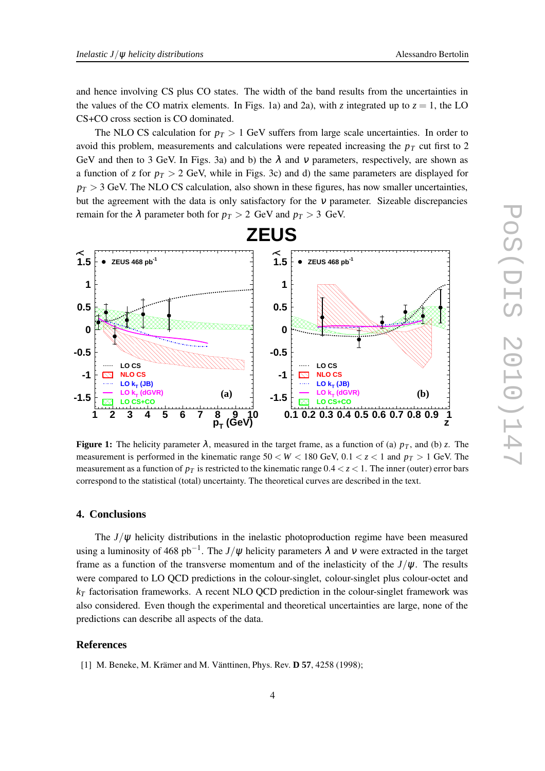and hence involving CS plus CO states. The width of the band results from the uncertainties in the values of the CO matrix elements. In Figs. 1a) and 2a), with $z$ integrated up to $z = 1$, the LO CS+CO cross section is CO dominated.

The NLO CS calculation for $p_T > 1$ GeV suffers from large scale uncertainties. In order to avoid this problem, measurements and calculations were repeated increasing the $p_T$ cut first to 2 GeV and then to 3 GeV. In Figs. 3a) and b) the $\lambda$ and $\nu$ parameters, respectively, are shown as a function of $z$ for $p_T > 2$ GeV, while in Figs. 3c) and d) the same parameters are displayed for $p_T > 3$ GeV. The NLO CS calculation, also shown in these figures, has now smaller uncertainties, but the agreement with the data is only satisfactory for the $\nu$ parameter. Sizeable discrepancies remain for the $\lambda$ parameter both for $p_T > 2$ GeV and $p_T > 3$ GeV.

**Figure 1:** The helicity parameter $\lambda$, measured in the target frame, as a function of (a) $p_T$, and (b) $z$. The measurement is performed in the kinematic range $50 < W < 180$ GeV, $0.1 < z < 1$ and $p_T > 1$ GeV. The measurement as a function of $p_T$ is restricted to the kinematic range $0.4 < z < 1$. The inner (outer) error bars correspond to the statistical (total) uncertainty. The theoretical curves are described in the text.

## 4. Conclusions

The $J/\psi$ helicity distributions in the inelastic photoproduction regime have been measured using a luminosity of 468 pb$^{-1}$. The $J/\psi$ helicity parameters $\lambda$ and $\nu$ were extracted in the target frame as a function of the transverse momentum and of the inelasticity of the $J/\psi$. The results were compared to LO QCD predictions in the colour-singlet, colour-singlet plus colour-octet and $k_T$ factorisation frameworks. A recent NLO QCD prediction in the colour-singlet framework was also considered. Even though the experimental and theoretical uncertainties are large, none of the predictions can describe all aspects of the data.

## References

[1] M. Beneke, M. Krämer and M. Vänttinen, Phys. Rev. **D 57**, 4258 (1998);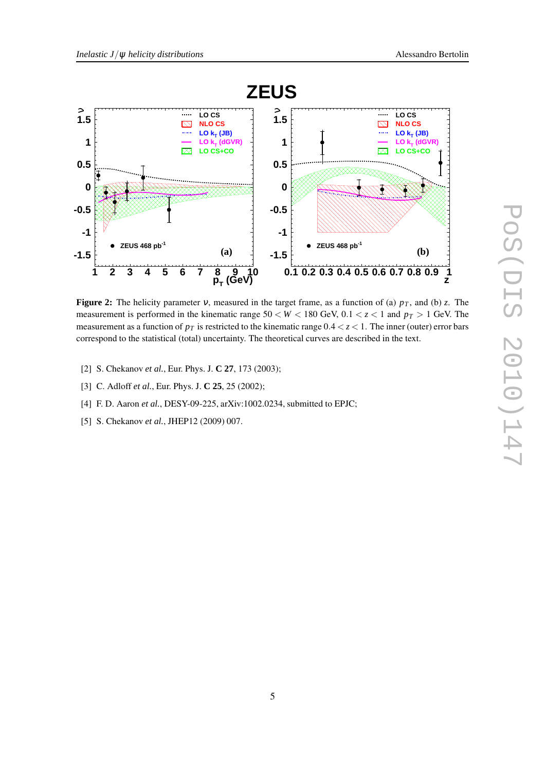**Figure 2:** The helicity parameter $\nu$, measured in the target frame, as a function of (a) $p_T$, and (b) $z$. The measurement is performed in the kinematic range $50 < W < 180$ GeV, $0.1 < z < 1$ and $p_T > 1$ GeV. The measurement as a function of $p_T$ is restricted to the kinematic range $0.4 < z < 1$. The inner (outer) error bars correspond to the statistical (total) uncertainty. The theoretical curves are described in the text.

[2] S. Chekanov *et al.*, Eur. Phys. J. **C 27**, 173 (2003);

[3] C. Adloff *et al.*, Eur. Phys. J. **C 25**, 25 (2002);

[4] F. D. Aaron *et al.*, DESY-09-225, arXiv:1002.0234, submitted to EPJC;

[5] S. Chekanov *et al.*, JHEP12 (2009) 007.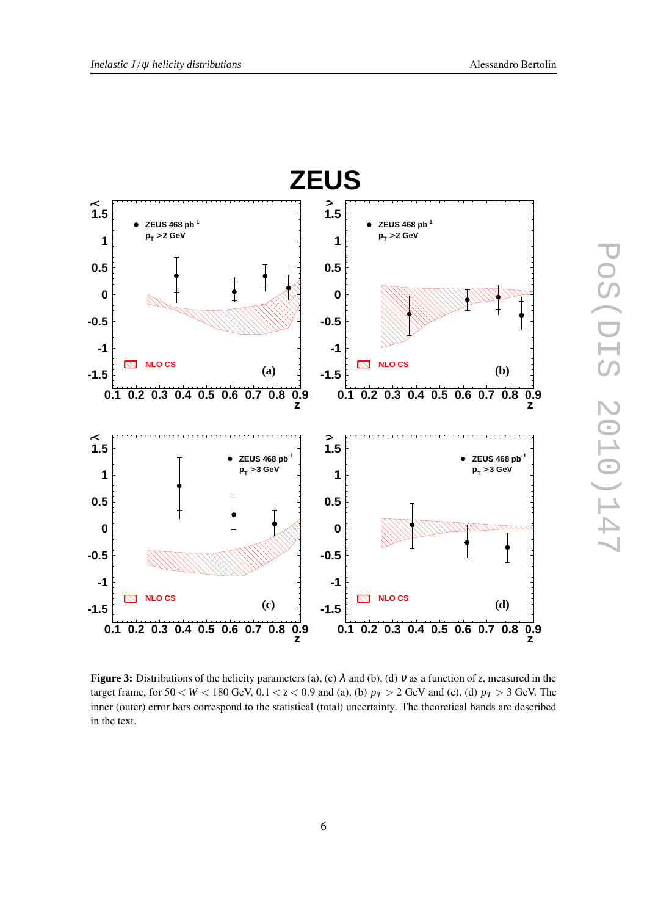ZEUS

(a)
ZEUS 468 pb$^{-1}$
$p_T$ >2 GeV
NLO CS
$\lambda$
1.5
1
0.5
0
-0.5
-1
-1.5
0.1 0.2 0.3 0.4 0.5 0.6 0.7 0.8 0.9
z

(b)
ZEUS 468 pb$^{-1}$
$p_T$ >2 GeV
NLO CS
$\nu$
1.5
1
0.5
0
-0.5
-1
-1.5
0.1 0.2 0.3 0.4 0.5 0.6 0.7 0.8 0.9
z

(c)
ZEUS 468 pb$^{-1}$
$p_T$ >3 GeV
NLO CS
$\lambda$
1.5
1
0.5
0
-0.5
-1
-1.5
0.1 0.2 0.3 0.4 0.5 0.6 0.7 0.8 0.9
z

(d)
ZEUS 468 pb$^{-1}$
$p_T$ >3 GeV
NLO CS
$\nu$
1.5
1
0.5
0
-0.5
-1
-1.5
0.1 0.2 0.3 0.4 0.5 0.6 0.7 0.8 0.9
z

**Figure 3:** Distributions of the helicity parameters (a), (c) $\lambda$ and (b), (d) $\nu$ as a function of $z$, measured in the target frame, for $50 < W < 180$ GeV, $0.1 < z < 0.9$ and (a), (b) $p_T > 2$ GeV and (c), (d) $p_T > 3$ GeV. The inner (outer) error bars correspond to the statistical (total) uncertainty. The theoretical bands are described in the text.